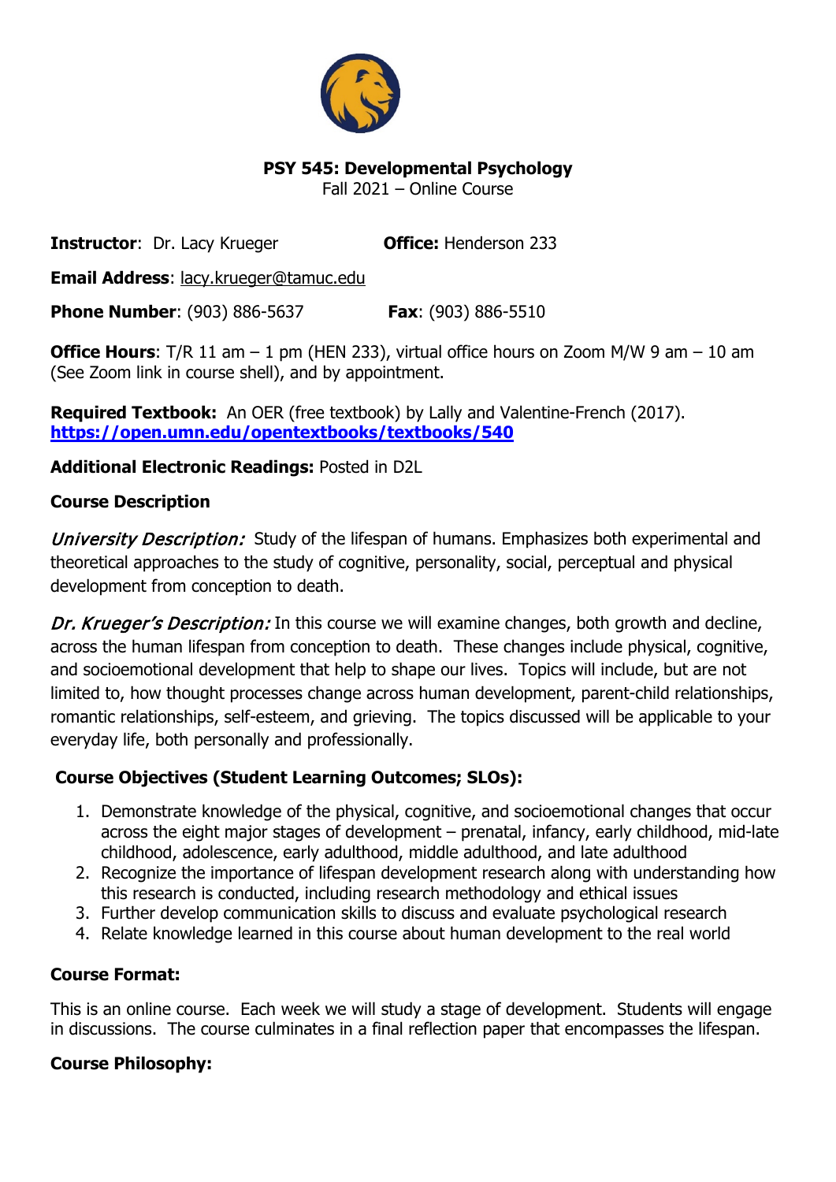# PSY 545: Developmental Psychology

Fall 2021 – Online Course

**Instructor**: Dr. Lacy Krueger **Office:** Henderson 233

**Email Address**: lacy.krueger@tamuc.edu

**Phone Number**: (903) 886-5637 **Fax**: (903) 886-5510

**Office Hours**: T/R 11 am – 1 pm (HEN 233), virtual office hours on Zoom M/W 9 am – 10 am (See Zoom link in course shell), and by appointment.

**Required Textbook:** An OER (free textbook) by Lally and Valentine-French (2017). **https://open.umn.edu/opentextbooks/textbooks/540**

**Additional Electronic Readings:** Posted in D2L

## Course Description

*University Description:* Study of the lifespan of humans. Emphasizes both experimental and theoretical approaches to the study of cognitive, personality, social, perceptual and physical development from conception to death.

*Dr. Krueger's Description:* In this course we will examine changes, both growth and decline, across the human lifespan from conception to death. These changes include physical, cognitive, and socioemotional development that help to shape our lives. Topics will include, but are not limited to, how thought processes change across human development, parent-child relationships, romantic relationships, self-esteem, and grieving. The topics discussed will be applicable to your everyday life, both personally and professionally.

## Course Objectives (Student Learning Outcomes; SLOs):

1. Demonstrate knowledge of the physical, cognitive, and socioemotional changes that occur across the eight major stages of development – prenatal, infancy, early childhood, mid-late childhood, adolescence, early adulthood, middle adulthood, and late adulthood
2. Recognize the importance of lifespan development research along with understanding how this research is conducted, including research methodology and ethical issues
3. Further develop communication skills to discuss and evaluate psychological research
4. Relate knowledge learned in this course about human development to the real world

## Course Format:

This is an online course. Each week we will study a stage of development. Students will engage in discussions. The course culminates in a final reflection paper that encompasses the lifespan.

## Course Philosophy: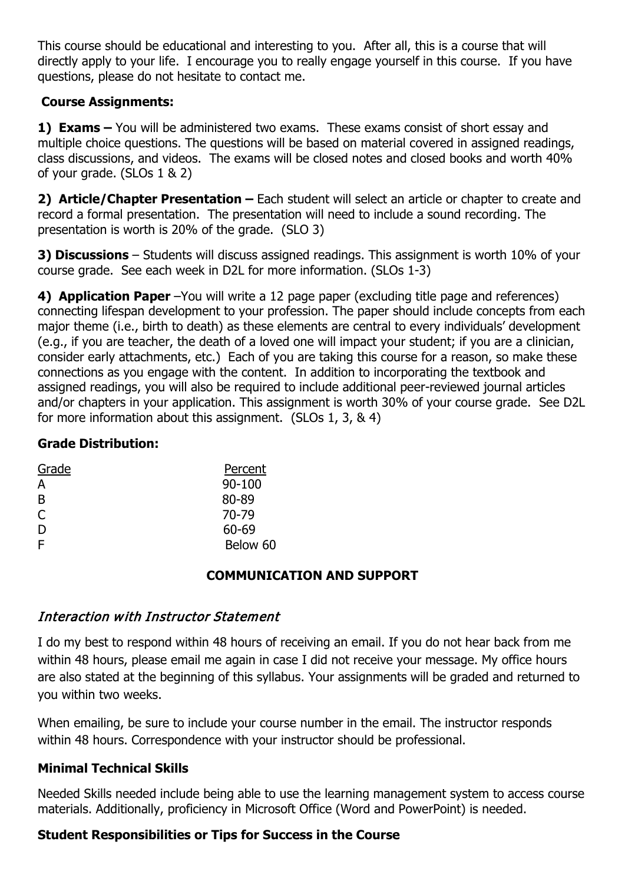This course should be educational and interesting to you. After all, this is a course that will directly apply to your life. I encourage you to really engage yourself in this course. If you have questions, please do not hesitate to contact me.

**Course Assignments:**

**1) Exams –** You will be administered two exams. These exams consist of short essay and multiple choice questions. The questions will be based on material covered in assigned readings, class discussions, and videos. The exams will be closed notes and closed books and worth 40% of your grade. (SLOs 1 & 2)

**2) Article/Chapter Presentation –** Each student will select an article or chapter to create and record a formal presentation. The presentation will need to include a sound recording. The presentation is worth is 20% of the grade. (SLO 3)

**3) Discussions** – Students will discuss assigned readings. This assignment is worth 10% of your course grade. See each week in D2L for more information. (SLOs 1-3)

**4) Application Paper** –You will write a 12 page paper (excluding title page and references) connecting lifespan development to your profession. The paper should include concepts from each major theme (i.e., birth to death) as these elements are central to every individuals' development (e.g., if you are teacher, the death of a loved one will impact your student; if you are a clinician, consider early attachments, etc.) Each of you are taking this course for a reason, so make these connections as you engage with the content. In addition to incorporating the textbook and assigned readings, you will also be required to include additional peer-reviewed journal articles and/or chapters in your application. This assignment is worth 30% of your course grade. See D2L for more information about this assignment. (SLOs 1, 3, & 4)

**Grade Distribution:**

| Grade | Percent |
|---|---|
| A | 90-100 |
| B | 80-89 |
| C | 70-79 |
| D | 60-69 |
| F | Below 60 |

## COMMUNICATION AND SUPPORT

### *Interaction with Instructor Statement*

I do my best to respond within 48 hours of receiving an email. If you do not hear back from me within 48 hours, please email me again in case I did not receive your message. My office hours are also stated at the beginning of this syllabus. Your assignments will be graded and returned to you within two weeks.

When emailing, be sure to include your course number in the email. The instructor responds within 48 hours. Correspondence with your instructor should be professional.

**Minimal Technical Skills**

Needed Skills needed include being able to use the learning management system to access course materials. Additionally, proficiency in Microsoft Office (Word and PowerPoint) is needed.

**Student Responsibilities or Tips for Success in the Course**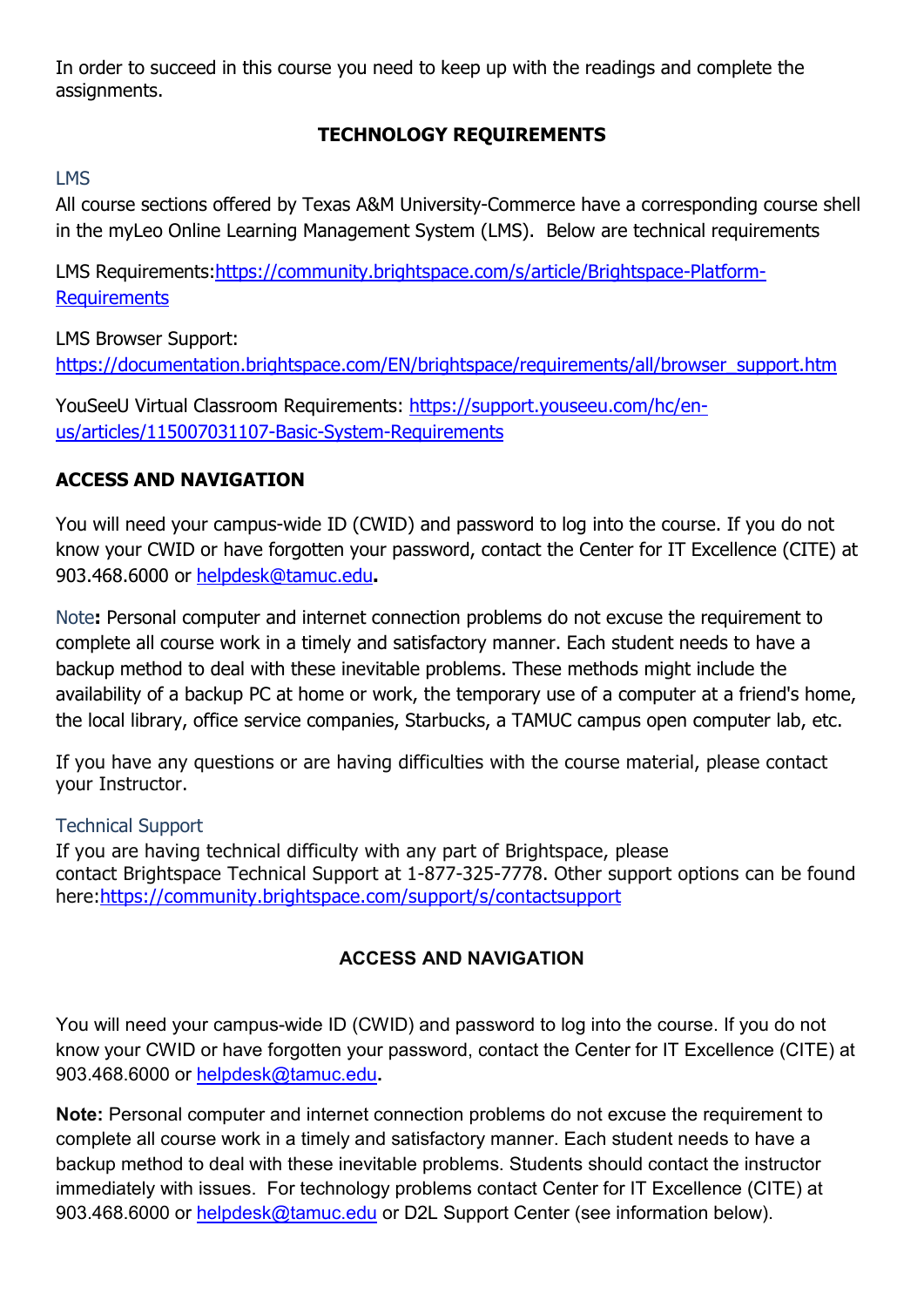In order to succeed in this course you need to keep up with the readings and complete the assignments.

## TECHNOLOGY REQUIREMENTS

### LMS

All course sections offered by Texas A&M University-Commerce have a corresponding course shell in the myLeo Online Learning Management System (LMS). Below are technical requirements

LMS Requirements:[https://community.brightspace.com/s/article/Brightspace-Platform-Requirements](https://community.brightspace.com/s/article/Brightspace-Platform-Requirements)

LMS Browser Support:
[https://documentation.brightspace.com/EN/brightspace/requirements/all/browser_support.htm](https://documentation.brightspace.com/EN/brightspace/requirements/all/browser_support.htm)

YouSeeU Virtual Classroom Requirements: [https://support.youseeu.com/hc/en-us/articles/115007031107-Basic-System-Requirements](https://support.youseeu.com/hc/en-us/articles/115007031107-Basic-System-Requirements)

### ACCESS AND NAVIGATION

You will need your campus-wide ID (CWID) and password to log into the course. If you do not know your CWID or have forgotten your password, contact the Center for IT Excellence (CITE) at 903.468.6000 or [helpdesk@tamuc.edu](mailto:helpdesk@tamuc.edu)**.**

Note**:** Personal computer and internet connection problems do not excuse the requirement to complete all course work in a timely and satisfactory manner. Each student needs to have a backup method to deal with these inevitable problems. These methods might include the availability of a backup PC at home or work, the temporary use of a computer at a friend's home, the local library, office service companies, Starbucks, a TAMUC campus open computer lab, etc.

If you have any questions or are having difficulties with the course material, please contact your Instructor.

### Technical Support

If you are having technical difficulty with any part of Brightspace, please contact Brightspace Technical Support at 1-877-325-7778. Other support options can be found here:[https://community.brightspace.com/support/s/contactsupport](https://community.brightspace.com/support/s/contactsupport)

## ACCESS AND NAVIGATION

You will need your campus-wide ID (CWID) and password to log into the course. If you do not know your CWID or have forgotten your password, contact the Center for IT Excellence (CITE) at 903.468.6000 or [helpdesk@tamuc.edu](mailto:helpdesk@tamuc.edu)**.**

**Note:** Personal computer and internet connection problems do not excuse the requirement to complete all course work in a timely and satisfactory manner. Each student needs to have a backup method to deal with these inevitable problems. Students should contact the instructor immediately with issues. For technology problems contact Center for IT Excellence (CITE) at 903.468.6000 or [helpdesk@tamuc.edu](mailto:helpdesk@tamuc.edu) or D2L Support Center (see information below).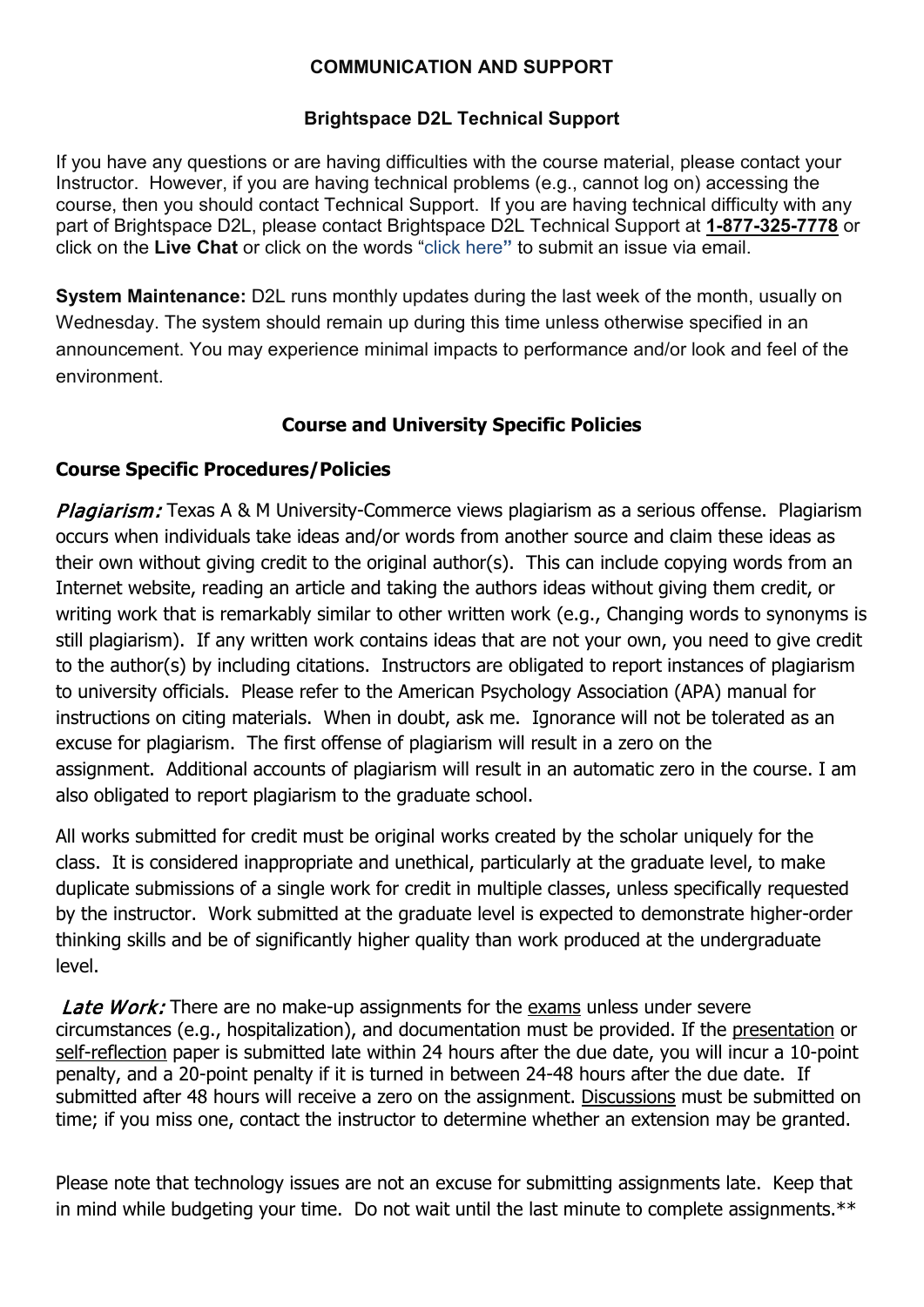## COMMUNICATION AND SUPPORT

### Brightspace D2L Technical Support

If you have any questions or are having difficulties with the course material, please contact your Instructor. However, if you are having technical problems (e.g., cannot log on) accessing the course, then you should contact Technical Support. If you are having technical difficulty with any part of Brightspace D2L, please contact Brightspace D2L Technical Support at **1-877-325-7778** or click on the **Live Chat** or click on the words "click here" to submit an issue via email.

**System Maintenance:** D2L runs monthly updates during the last week of the month, usually on Wednesday. The system should remain up during this time unless otherwise specified in an announcement. You may experience minimal impacts to performance and/or look and feel of the environment.

## Course and University Specific Policies

### Course Specific Procedures/Policies

***Plagiarism:*** Texas A & M University-Commerce views plagiarism as a serious offense. Plagiarism occurs when individuals take ideas and/or words from another source and claim these ideas as their own without giving credit to the original author(s). This can include copying words from an Internet website, reading an article and taking the authors ideas without giving them credit, or writing work that is remarkably similar to other written work (e.g., Changing words to synonyms is still plagiarism). If any written work contains ideas that are not your own, you need to give credit to the author(s) by including citations. Instructors are obligated to report instances of plagiarism to university officials. Please refer to the American Psychology Association (APA) manual for instructions on citing materials. When in doubt, ask me. Ignorance will not be tolerated as an excuse for plagiarism. The first offense of plagiarism will result in a zero on the assignment. Additional accounts of plagiarism will result in an automatic zero in the course. I am also obligated to report plagiarism to the graduate school.

All works submitted for credit must be original works created by the scholar uniquely for the class. It is considered inappropriate and unethical, particularly at the graduate level, to make duplicate submissions of a single work for credit in multiple classes, unless specifically requested by the instructor. Work submitted at the graduate level is expected to demonstrate higher-order thinking skills and be of significantly higher quality than work produced at the undergraduate level.

***Late Work:*** There are no make-up assignments for the exams unless under severe circumstances (e.g., hospitalization), and documentation must be provided. If the presentation or self-reflection paper is submitted late within 24 hours after the due date, you will incur a 10-point penalty, and a 20-point penalty if it is turned in between 24-48 hours after the due date. If submitted after 48 hours will receive a zero on the assignment. Discussions must be submitted on time; if you miss one, contact the instructor to determine whether an extension may be granted.

Please note that technology issues are not an excuse for submitting assignments late. Keep that in mind while budgeting your time. Do not wait until the last minute to complete assignments.**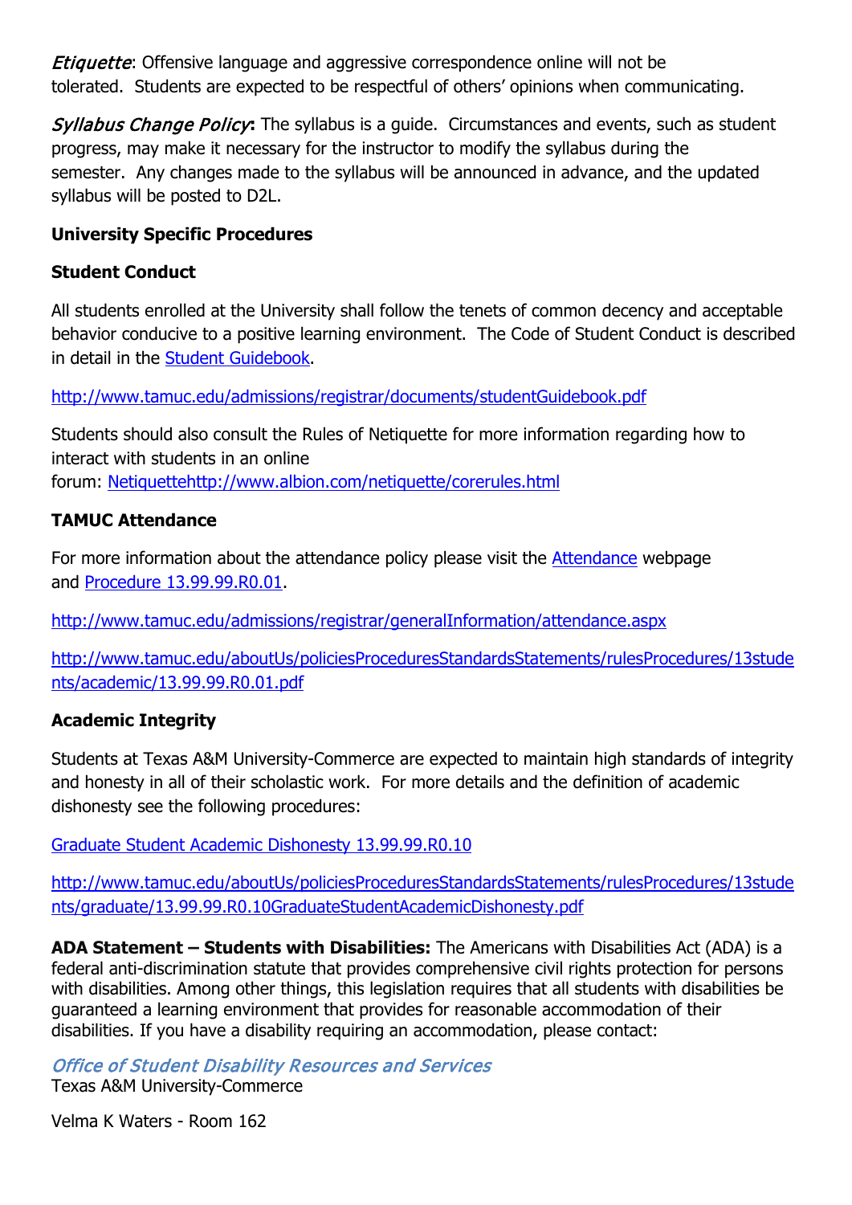*Etiquette*: Offensive language and aggressive correspondence online will not be tolerated. Students are expected to be respectful of others' opinions when communicating.

*Syllabus Change Policy***:** The syllabus is a guide. Circumstances and events, such as student progress, may make it necessary for the instructor to modify the syllabus during the semester. Any changes made to the syllabus will be announced in advance, and the updated syllabus will be posted to D2L.

**University Specific Procedures**

**Student Conduct**

All students enrolled at the University shall follow the tenets of common decency and acceptable behavior conducive to a positive learning environment. The Code of Student Conduct is described in detail in the Student Guidebook.

http://www.tamuc.edu/admissions/registrar/documents/studentGuidebook.pdf

Students should also consult the Rules of Netiquette for more information regarding how to interact with students in an online forum: Netiquettehttp://www.albion.com/netiquette/corerules.html

**TAMUC Attendance**

For more information about the attendance policy please visit the Attendance webpage and Procedure 13.99.99.R0.01.

http://www.tamuc.edu/admissions/registrar/generalInformation/attendance.aspx

http://www.tamuc.edu/aboutUs/policiesProceduresStandardsStatements/rulesProcedures/13students/academic/13.99.99.R0.01.pdf

**Academic Integrity**

Students at Texas A&M University-Commerce are expected to maintain high standards of integrity and honesty in all of their scholastic work. For more details and the definition of academic dishonesty see the following procedures:

Graduate Student Academic Dishonesty 13.99.99.R0.10

http://www.tamuc.edu/aboutUs/policiesProceduresStandardsStatements/rulesProcedures/13students/graduate/13.99.99.R0.10GraduateStudentAcademicDishonesty.pdf

**ADA Statement – Students with Disabilities:** The Americans with Disabilities Act (ADA) is a federal anti-discrimination statute that provides comprehensive civil rights protection for persons with disabilities. Among other things, this legislation requires that all students with disabilities be guaranteed a learning environment that provides for reasonable accommodation of their disabilities. If you have a disability requiring an accommodation, please contact:

*Office of Student Disability Resources and Services*
Texas A&M University-Commerce

Velma K Waters - Room 162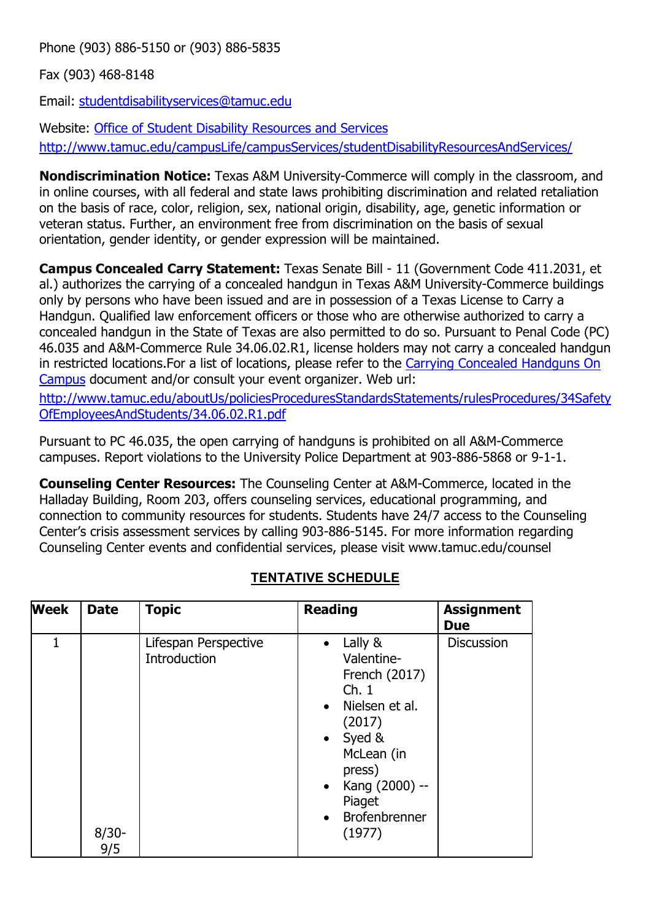Phone (903) 886-5150 or (903) 886-5835

Fax (903) 468-8148

Email: [studentdisabilityservices@tamuc.edu](mailto:studentdisabilityservices@tamuc.edu)

Website: [Office of Student Disability Resources and Services](http://www.tamuc.edu/campusLife/campusServices/studentDisabilityResourcesAndServices/)
http://www.tamuc.edu/campusLife/campusServices/studentDisabilityResourcesAndServices/

**Nondiscrimination Notice:** Texas A&M University-Commerce will comply in the classroom, and in online courses, with all federal and state laws prohibiting discrimination and related retaliation on the basis of race, color, religion, sex, national origin, disability, age, genetic information or veteran status. Further, an environment free from discrimination on the basis of sexual orientation, gender identity, or gender expression will be maintained.

**Campus Concealed Carry Statement:** Texas Senate Bill - 11 (Government Code 411.2031, et al.) authorizes the carrying of a concealed handgun in Texas A&M University-Commerce buildings only by persons who have been issued and are in possession of a Texas License to Carry a Handgun. Qualified law enforcement officers or those who are otherwise authorized to carry a concealed handgun in the State of Texas are also permitted to do so. Pursuant to Penal Code (PC) 46.035 and A&M-Commerce Rule 34.06.02.R1, license holders may not carry a concealed handgun in restricted locations.For a list of locations, please refer to the [Carrying Concealed Handguns On Campus](http://www.tamuc.edu/aboutUs/policiesProceduresStandardsStatements/rulesProcedures/34SafetyOfEmployeesAndStudents/34.06.02.R1.pdf) document and/or consult your event organizer. Web url:

http://www.tamuc.edu/aboutUs/policiesProceduresStandardsStatements/rulesProcedures/34SafetyOfEmployeesAndStudents/34.06.02.R1.pdf

Pursuant to PC 46.035, the open carrying of handguns is prohibited on all A&M-Commerce campuses. Report violations to the University Police Department at 903-886-5868 or 9-1-1.

**Counseling Center Resources:** The Counseling Center at A&M-Commerce, located in the Halladay Building, Room 203, offers counseling services, educational programming, and connection to community resources for students. Students have 24/7 access to the Counseling Center's crisis assessment services by calling 903-886-5145. For more information regarding Counseling Center events and confidential services, please visit www.tamuc.edu/counsel

## TENTATIVE SCHEDULE

| Week | Date | Topic | Reading | Assignment Due |
|---|---|---|---|---|
| 1 | 8/30-9/5 | Lifespan Perspective Introduction | • Lally & Valentine-French (2017) Ch. 1<br>• Nielsen et al. (2017)<br>• Syed & McLean (in press)<br>• Kang (2000) -- Piaget<br>• Brofenbrenner (1977) | Discussion |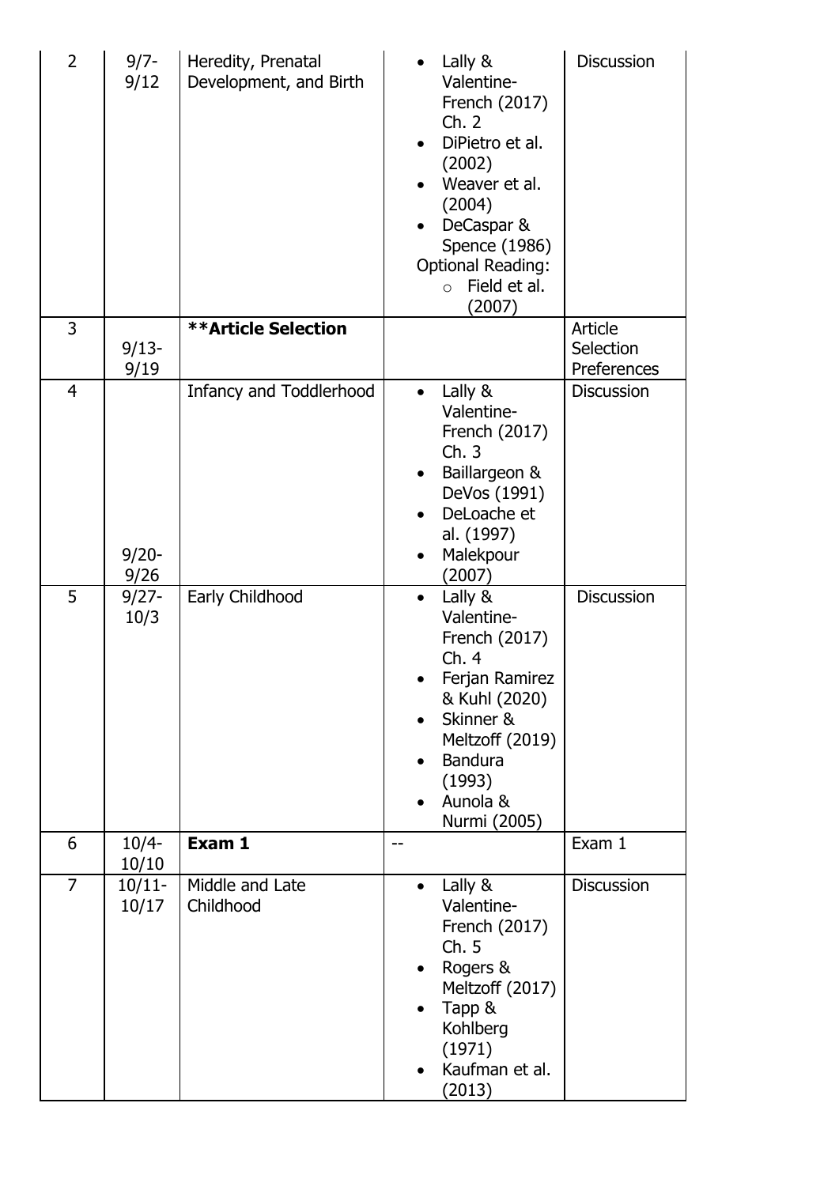| 2 | 9/7-9/12 | Heredity, Prenatal Development, and Birth | • Lally & Valentine-French (2017) Ch. 2<br>• DiPietro et al. (2002)<br>• Weaver et al. (2004)<br>• DeCaspar & Spence (1986)<br>Optional Reading:<br>○ Field et al. (2007) | Discussion |
|---|---|---|---|---|
| 3 | 9/13-9/19 | **\*\*Article Selection** | | Article Selection Preferences |
| 4 | 9/20-9/26 | Infancy and Toddlerhood | • Lally & Valentine-French (2017) Ch. 3<br>• Baillargeon & DeVos (1991)<br>• DeLoache et al. (1997)<br>• Malekpour (2007) | Discussion |
| 5 | 9/27-10/3 | Early Childhood | • Lally & Valentine-French (2017) Ch. 4<br>• Ferjan Ramirez & Kuhl (2020)<br>• Skinner & Meltzoff (2019)<br>• Bandura (1993)<br>• Aunola & Nurmi (2005) | Discussion |
| 6 | 10/4-10/10 | **Exam 1** | -- | Exam 1 |
| 7 | 10/11-10/17 | Middle and Late Childhood | • Lally & Valentine-French (2017) Ch. 5<br>• Rogers & Meltzoff (2017)<br>• Tapp & Kohlberg (1971)<br>• Kaufman et al. (2013) | Discussion |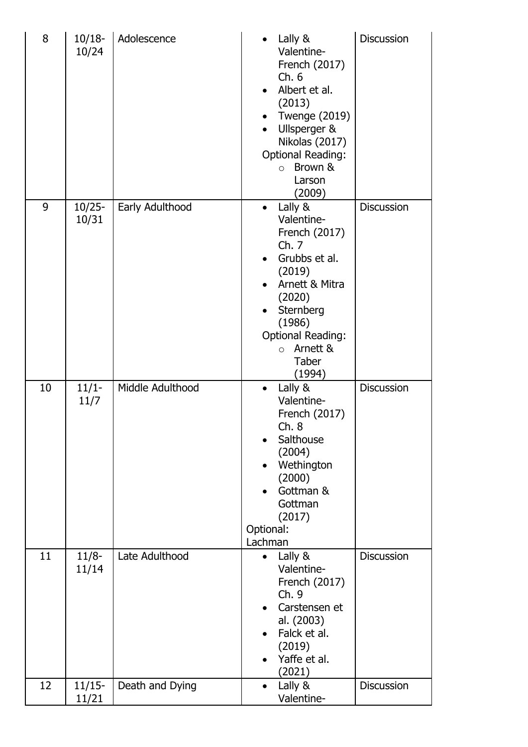| 8 | 10/18-10/24 | Adolescence | • Lally & Valentine-French (2017) Ch. 6<br>• Albert et al. (2013)<br>• Twenge (2019)<br>• Ullsperger & Nikolas (2017)<br>Optional Reading:<br>○ Brown & Larson (2009) | Discussion |
|---|---|---|---|---|
| 9 | 10/25-10/31 | Early Adulthood | • Lally & Valentine-French (2017) Ch. 7<br>• Grubbs et al. (2019)<br>• Arnett & Mitra (2020)<br>• Sternberg (1986)<br>Optional Reading:<br>○ Arnett & Taber (1994) | Discussion |
| 10 | 11/1-11/7 | Middle Adulthood | • Lally & Valentine-French (2017) Ch. 8<br>• Salthouse (2004)<br>• Wethington (2000)<br>• Gottman & Gottman (2017)<br>Optional: Lachman | Discussion |
| 11 | 11/8-11/14 | Late Adulthood | • Lally & Valentine-French (2017) Ch. 9<br>• Carstensen et al. (2003)<br>• Falck et al. (2019)<br>• Yaffe et al. (2021) | Discussion |
| 12 | 11/15-11/21 | Death and Dying | • Lally & Valentine- | Discussion |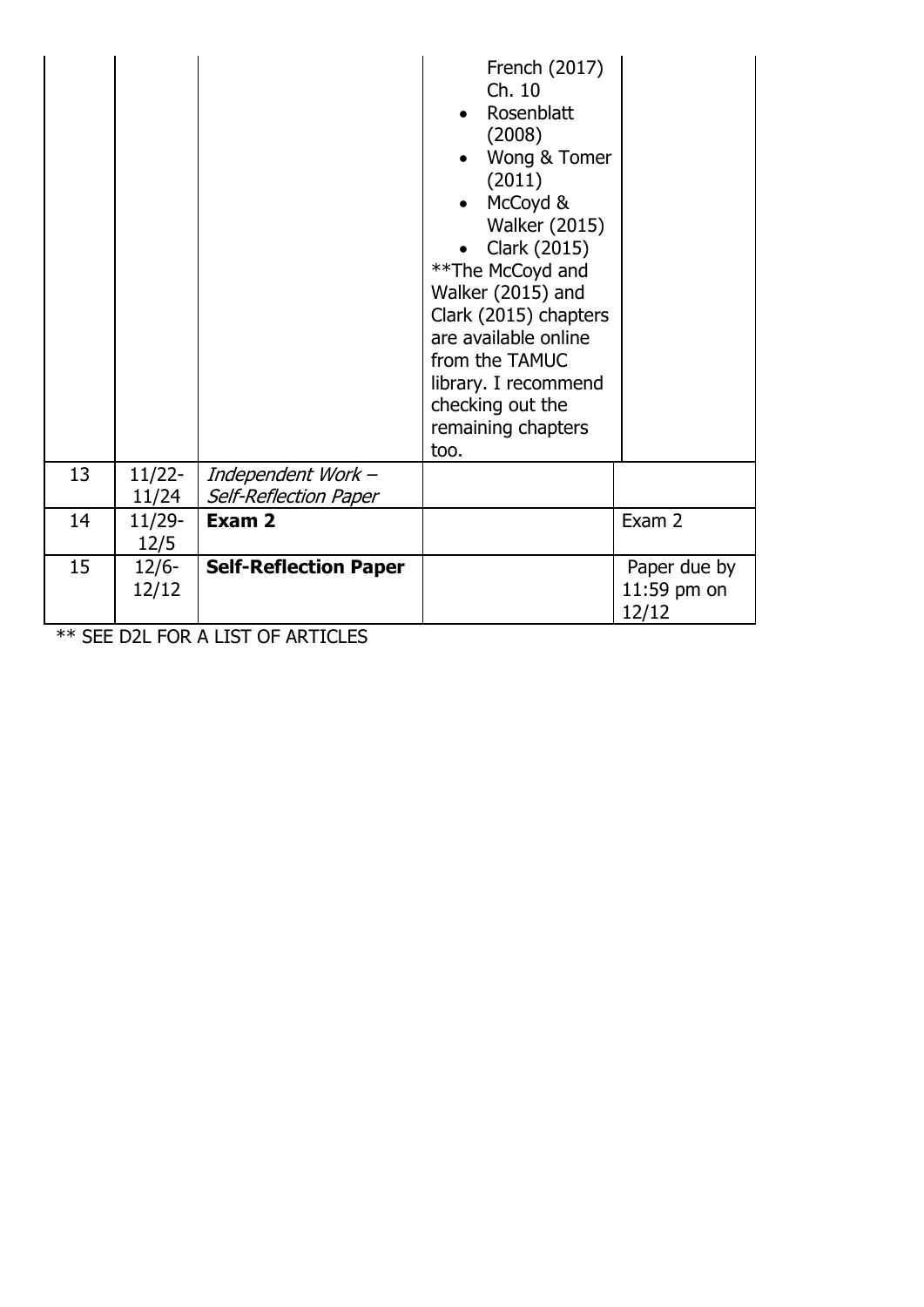| | | | | |
|---|---|---|---|---|
| | | | French (2017) Ch. 10<br>• Rosenblatt (2008)<br>• Wong & Tomer (2011)<br>• McCoyd & Walker (2015)<br>• Clark (2015)<br>**The McCoyd and Walker (2015) and Clark (2015) chapters are available online from the TAMUC library. I recommend checking out the remaining chapters too. | |
| 13 | 11/22-11/24 | *Independent Work – Self-Reflection Paper* | | |
| 14 | 11/29-12/5 | **Exam 2** | | Exam 2 |
| 15 | 12/6-12/12 | **Self-Reflection Paper** | | Paper due by 11:59 pm on 12/12 |

** SEE D2L FOR A LIST OF ARTICLES